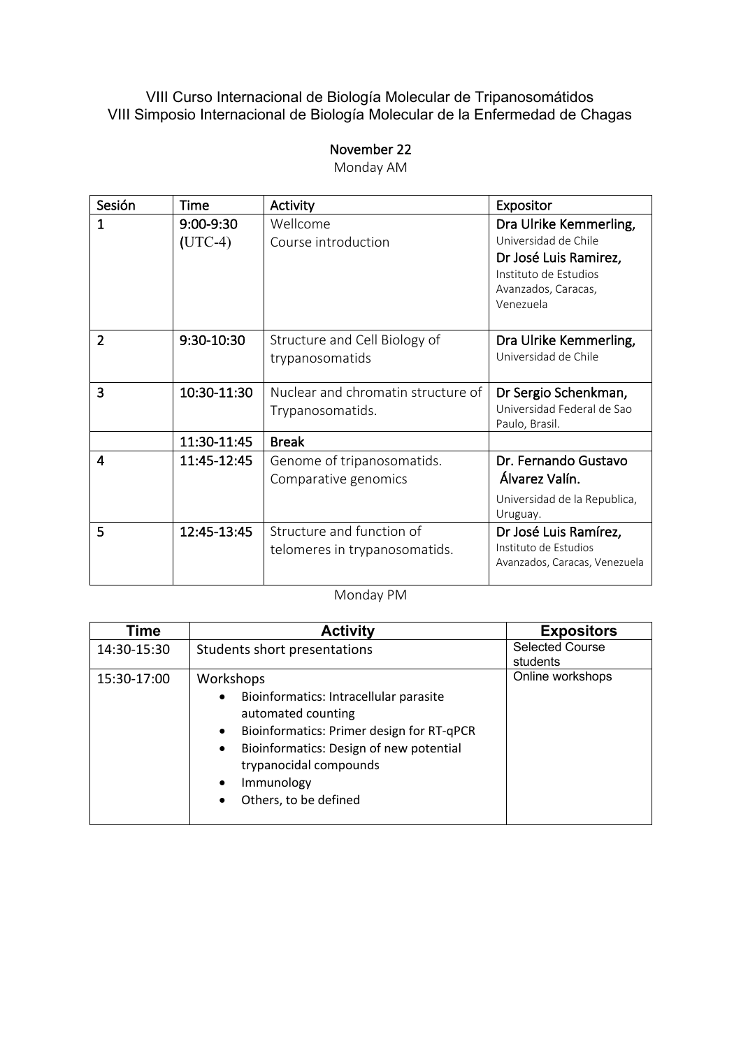VIII Curso Internacional de Biología Molecular de Tripanosomátidos
VIII Simposio Internacional de Biología Molecular de la Enfermedad de Chagas

**November 22**

Monday AM

| Sesión | Time | Activity | Expositor |
|---|---|---|---|
| 1 | 9:00-9:30 (UTC-4) | Wellcome<br>Course introduction | **Dra Ulrike Kemmerling,** Universidad de Chile<br>**Dr José Luis Ramirez,** Instituto de Estudios Avanzados, Caracas, Venezuela |
| 2 | 9:30-10:30 | Structure and Cell Biology of trypanosomatids | **Dra Ulrike Kemmerling,** Universidad de Chile |
| 3 | 10:30-11:30 | Nuclear and chromatin structure of Trypanosomatids. | **Dr Sergio Schenkman,** Universidad Federal de Sao Paulo, Brasil. |
| | 11:30-11:45 | **Break** | |
| 4 | 11:45-12:45 | Genome of tripanosomatids. Comparative genomics | **Dr. Fernando Gustavo Álvarez Valín.** Universidad de la Republica, Uruguay. |
| 5 | 12:45-13:45 | Structure and function of telomeres in trypanosomatids. | **Dr José Luis Ramírez,** Instituto de Estudios Avanzados, Caracas, Venezuela |

Monday PM

| Time | Activity | Expositors |
|---|---|---|
| 14:30-15:30 | Students short presentations | Selected Course students |
| 15:30-17:00 | Workshops<br>• Bioinformatics: Intracellular parasite automated counting<br>• Bioinformatics: Primer design for RT-qPCR<br>• Bioinformatics: Design of new potential trypanocidal compounds<br>• Immunology<br>• Others, to be defined | Online workshops |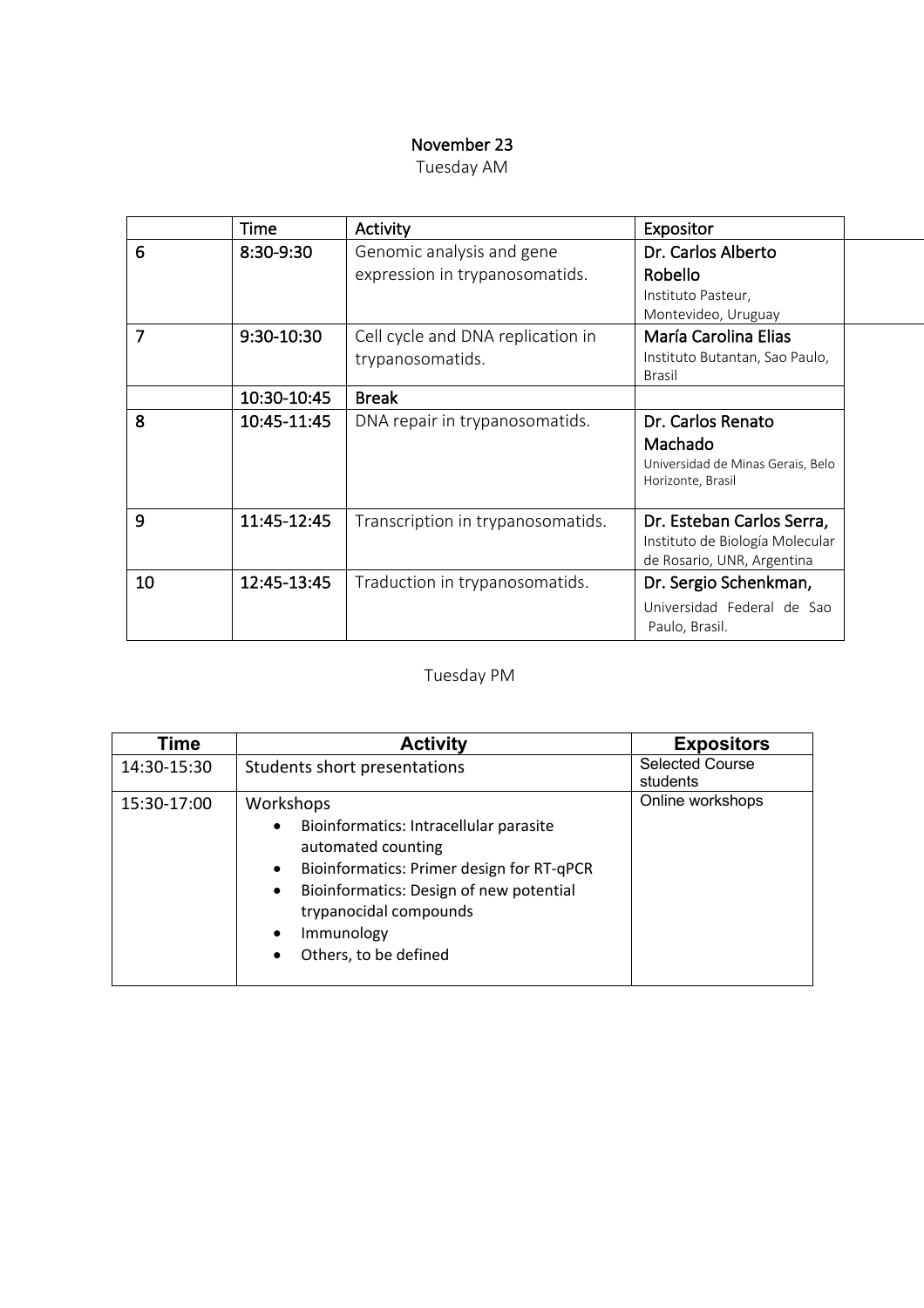## November 23

Tuesday AM

| | Time | Activity | Expositor |
|---|---|---|---|
| 6 | 8:30-9:30 | Genomic analysis and gene expression in trypanosomatids. | Dr. Carlos Alberto Robello<br>Instituto Pasteur, Montevideo, Uruguay |
| 7 | 9:30-10:30 | Cell cycle and DNA replication in trypanosomatids. | María Carolina Elias<br>Instituto Butantan, Sao Paulo, Brasil |
| | 10:30-10:45 | **Break** | |
| 8 | 10:45-11:45 | DNA repair in trypanosomatids. | Dr. Carlos Renato Machado<br>Universidad de Minas Gerais, Belo Horizonte, Brasil |
| 9 | 11:45-12:45 | Transcription in trypanosomatids. | Dr. Esteban Carlos Serra,<br>Instituto de Biología Molecular de Rosario, UNR, Argentina |
| 10 | 12:45-13:45 | Traduction in trypanosomatids. | Dr. Sergio Schenkman,<br>Universidad Federal de Sao Paulo, Brasil. |

Tuesday PM

| Time | Activity | Expositors |
|---|---|---|
| 14:30-15:30 | Students short presentations | Selected Course students |
| 15:30-17:00 | Workshops<br>• Bioinformatics: Intracellular parasite automated counting<br>• Bioinformatics: Primer design for RT-qPCR<br>• Bioinformatics: Design of new potential trypanocidal compounds<br>• Immunology<br>• Others, to be defined | Online workshops |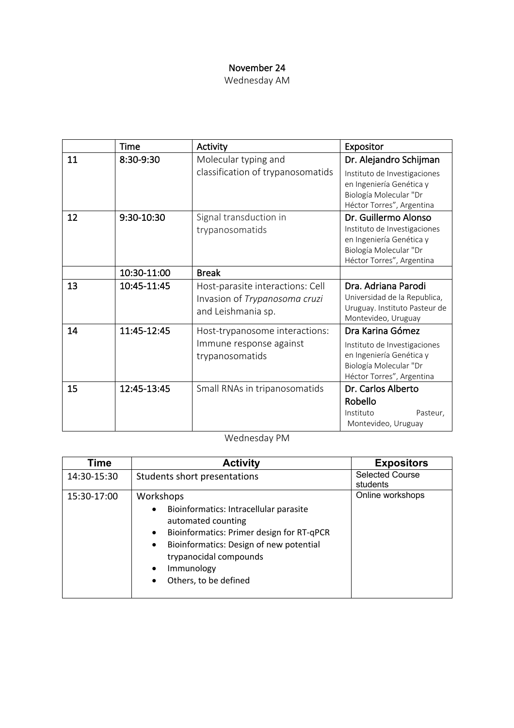**November 24**

Wednesday AM

| | Time | Activity | Expositor |
|---|---|---|---|
| 11 | 8:30-9:30 | Molecular typing and classification of trypanosomatids | **Dr. Alejandro Schijman** Instituto de Investigaciones en Ingeniería Genética y Biología Molecular "Dr Héctor Torres", Argentina |
| 12 | 9:30-10:30 | Signal transduction in trypanosomatids | **Dr. Guillermo Alonso** Instituto de Investigaciones en Ingeniería Genética y Biología Molecular "Dr Héctor Torres", Argentina |
| | 10:30-11:00 | **Break** | |
| 13 | 10:45-11:45 | Host-parasite interactions: Cell Invasion of *Trypanosoma cruzi* and Leishmania sp. | **Dra. Adriana Parodi** Universidad de la Republica, Uruguay. Instituto Pasteur de Montevideo, Uruguay |
| 14 | 11:45-12:45 | Host-trypanosome interactions: Immune response against trypanosomatids | **Dra Karina Gómez** Instituto de Investigaciones en Ingeniería Genética y Biología Molecular "Dr Héctor Torres", Argentina |
| 15 | 12:45-13:45 | Small RNAs in tripanosomatids | **Dr. Carlos Alberto Robello** Instituto Pasteur, Montevideo, Uruguay |

Wednesday PM

| Time | Activity | Expositors |
|---|---|---|
| 14:30-15:30 | Students short presentations | Selected Course students |
| 15:30-17:00 | Workshops<br>• Bioinformatics: Intracellular parasite automated counting<br>• Bioinformatics: Primer design for RT-qPCR<br>• Bioinformatics: Design of new potential trypanocidal compounds<br>• Immunology<br>• Others, to be defined | Online workshops |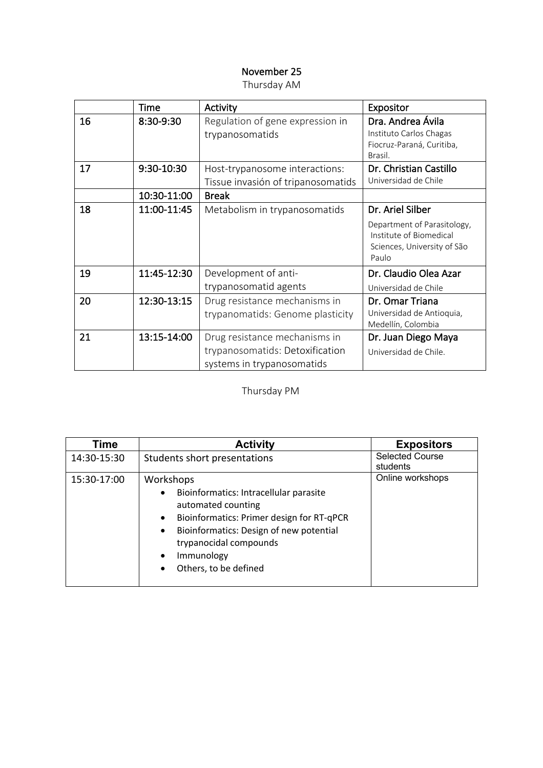# November 25

Thursday AM

| | Time | Activity | Expositor |
|---|---|---|---|
| 16 | 8:30-9:30 | Regulation of gene expression in trypanosomatids | Dra. Andrea Ávila<br>Instituto Carlos Chagas Fiocruz-Paraná, Curitiba, Brasil. |
| 17 | 9:30-10:30 | Host-trypanosome interactions: Tissue invasión of tripanosomatids | Dr. Christian Castillo<br>Universidad de Chile |
| | 10:30-11:00 | **Break** | |
| 18 | 11:00-11:45 | Metabolism in trypanosomatids | Dr. Ariel Silber<br>Department of Parasitology, Institute of Biomedical Sciences, University of São Paulo |
| 19 | 11:45-12:30 | Development of anti-trypanosomatid agents | Dr. Claudio Olea Azar<br>Universidad de Chile |
| 20 | 12:30-13:15 | Drug resistance mechanisms in trypanomatids: Genome plasticity | Dr. Omar Triana<br>Universidad de Antioquia, Medellín, Colombia |
| 21 | 13:15-14:00 | Drug resistance mechanisms in trypanosomatids: Detoxification systems in trypanosomatids | Dr. Juan Diego Maya<br>Universidad de Chile. |

Thursday PM

| Time | Activity | Expositors |
|---|---|---|
| 14:30-15:30 | Students short presentations | Selected Course students |
| 15:30-17:00 | Workshops<br>• Bioinformatics: Intracellular parasite automated counting<br>• Bioinformatics: Primer design for RT-qPCR<br>• Bioinformatics: Design of new potential trypanocidal compounds<br>• Immunology<br>• Others, to be defined | Online workshops |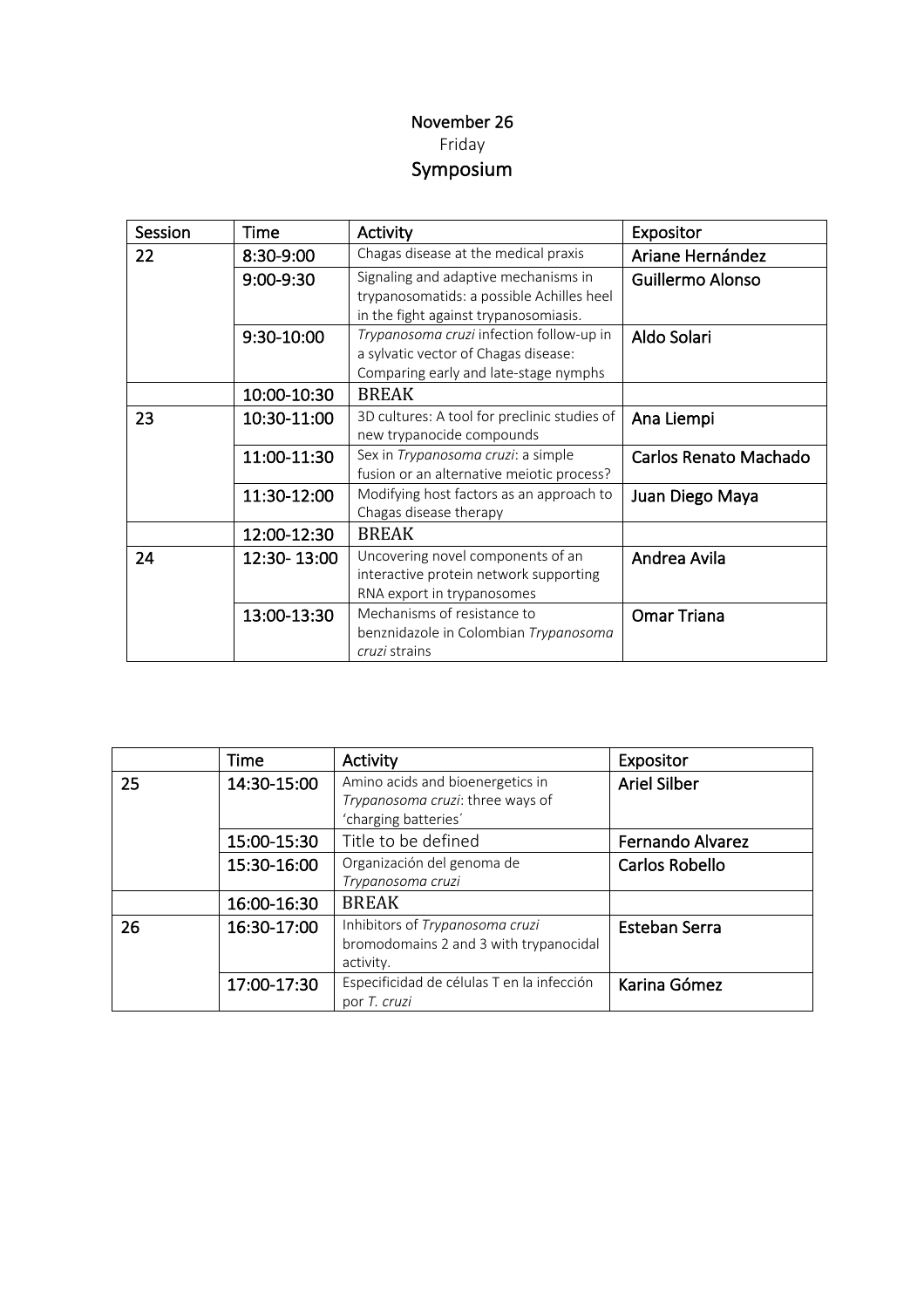November 26

Friday

## Symposium

| Session | Time | Activity | Expositor |
|---|---|---|---|
| 22 | 8:30-9:00 | Chagas disease at the medical praxis | Ariane Hernández |
| | 9:00-9:30 | Signaling and adaptive mechanisms in trypanosomatids: a possible Achilles heel in the fight against trypanosomiasis. | Guillermo Alonso |
| | 9:30-10:00 | *Trypanosoma cruzi* infection follow-up in a sylvatic vector of Chagas disease: Comparing early and late-stage nymphs | Aldo Solari |
| | 10:00-10:30 | BREAK | |
| 23 | 10:30-11:00 | 3D cultures: A tool for preclinic studies of new trypanocide compounds | Ana Liempi |
| | 11:00-11:30 | Sex in *Trypanosoma cruzi*: a simple fusion or an alternative meiotic process? | Carlos Renato Machado |
| | 11:30-12:00 | Modifying host factors as an approach to Chagas disease therapy | Juan Diego Maya |
| | 12:00-12:30 | BREAK | |
| 24 | 12:30- 13:00 | Uncovering novel components of an interactive protein network supporting RNA export in trypanosomes | Andrea Avila |
| | 13:00-13:30 | Mechanisms of resistance to benznidazole in Colombian *Trypanosoma cruzi* strains | Omar Triana |

| | Time | Activity | Expositor |
|---|---|---|---|
| 25 | 14:30-15:00 | Amino acids and bioenergetics in *Trypanosoma cruzi*: three ways of 'charging batteries´ | Ariel Silber |
| | 15:00-15:30 | Title to be defined | Fernando Alvarez |
| | 15:30-16:00 | Organización del genoma de *Trypanosoma cruzi* | Carlos Robello |
| | 16:00-16:30 | BREAK | |
| 26 | 16:30-17:00 | Inhibitors of *Trypanosoma cruzi* bromodomains 2 and 3 with trypanocidal activity. | Esteban Serra |
| | 17:00-17:30 | Especificidad de células T en la infección por *T. cruzi* | Karina Gómez |